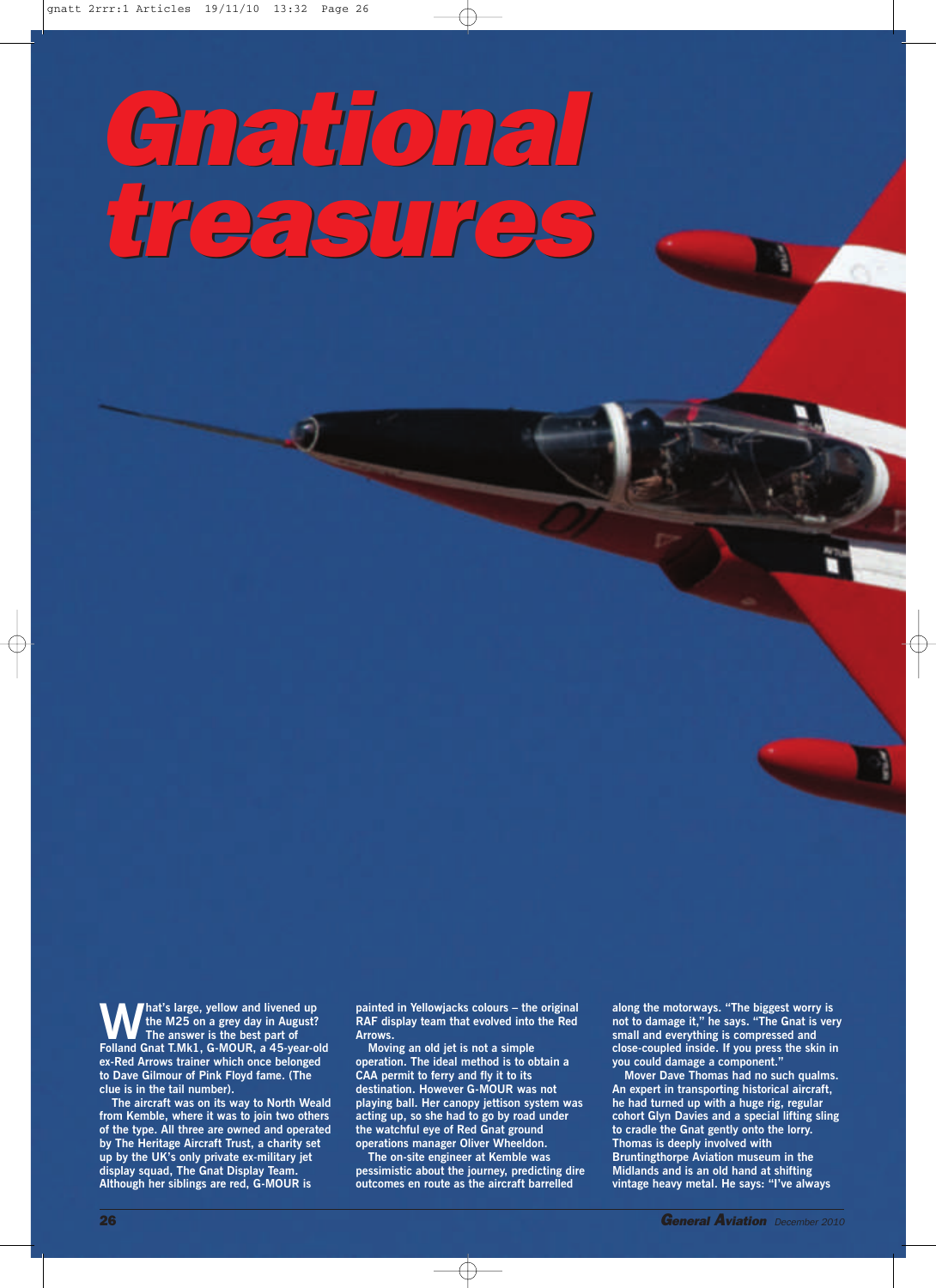# Gnational treasures

**What's large, yellow and livened up the M25 on a grey day in August? The answer is the best part of Folland Gnat T.Mk1, G-MOUR, a 45-year-old ex-Red Arrows trainer which once belonged to Dave Gilmour of Pink Floyd fame. (The clue is in the tail number).**

The aircraft was on its way to North Weald from Kemble, where it was to join two others of the type. All three are owned and operated by The Heritage Aircraft Trust, a charity set up by the UK's only private ex-military jet display squad, The Gnat Display Team. Although her siblings are red, G-MOUR is painted in Yellowjacks colours – the original RAF display team that evolved into the Red Arrows.

Moving an old jet is not a simple operation. The ideal method is to obtain a CAA permit to ferry and fly it to its destination. However G-MOUR was not playing ball. Her canopy jettison system was acting up, so she had to go by road under the watchful eye of Red Gnat ground operations manager Oliver Wheeldon.

The on-site engineer at Kemble was pessimistic about the journey, predicting dire outcomes en route as the aircraft barrelled along the motorways. "The biggest worry is not to damage it," he says. "The Gnat is very small and everything is compressed and close-coupled inside. If you press the skin in you could damage a component."

Mover Dave Thomas had no such qualms. An expert in transporting historical aircraft, he had turned up with a huge rig, regular cohort Glyn Davies and a special lifting sling to cradle the Gnat gently onto the lorry. Thomas is deeply involved with Bruntingthorpe Aviation museum in the Midlands and is an old hand at shifting vintage heavy metal. He says: "I've always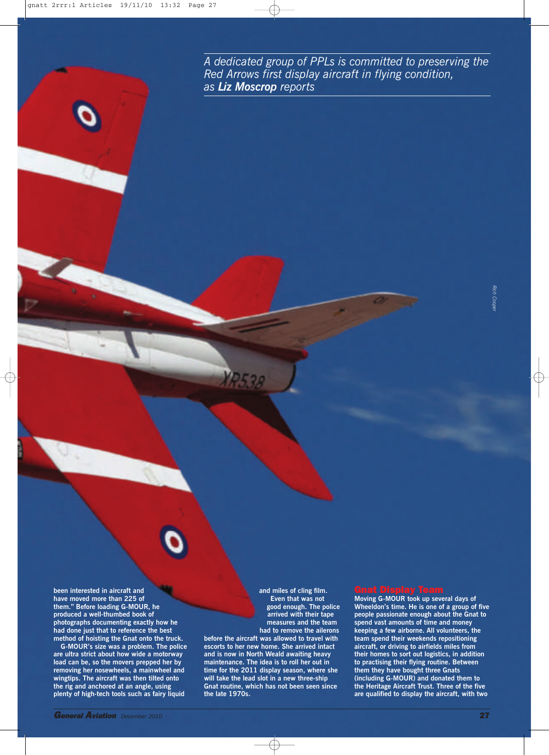*A dedicated group of PPLs is committed to preserving the Red Arrows first display aircraft in flying condition, as **Liz Moscrop** reports*

been interested in aircraft and have moved more than 225 of them." Before loading G-MOUR, he produced a well-thumbed book of photographs documenting exactly how he had done just that to reference the best method of hoisting the Gnat onto the truck.

G-MOUR's size was a problem. The police are ultra strict about how wide a motorway load can be, so the movers prepped her by removing her nosewheels, a mainwheel and wingtips. The aircraft was then tilted onto the rig and anchored at an angle, using plenty of high-tech tools such as fairy liquid and miles of cling film.

Even that was not good enough. The police arrived with their tape measures and the team had to remove the ailerons before the aircraft was allowed to travel with escorts to her new home. She arrived intact and is now in North Weald awaiting heavy maintenance. The idea is to roll her out in time for the 2011 display season, where she will take the lead slot in a new three-ship Gnat routine, which has not been seen since the late 1970s.

## Gnat Display Team

Moving G-MOUR took up several days of Wheeldon's time. He is one of a group of five people passionate enough about the Gnat to spend vast amounts of time and money keeping a few airborne. All volunteers, the team spend their weekends repositioning aircraft, or driving to airfields miles from their homes to sort out logistics, in addition to practising their flying routine. Between them they have bought three Gnats (including G-MOUR) and donated them to the Heritage Aircraft Trust. Three of the five are qualified to display the aircraft, with two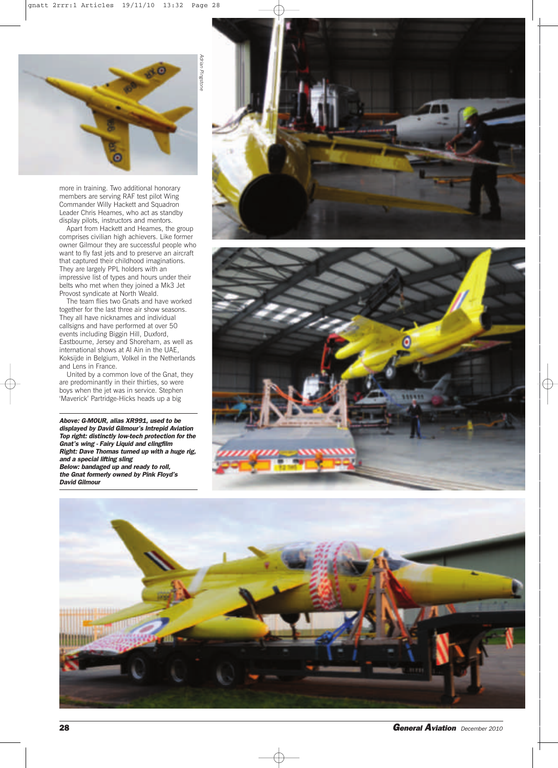more in training. Two additional honorary members are serving RAF test pilot Wing Commander Willy Hackett and Squadron Leader Chris Heames, who act as standby display pilots, instructors and mentors.

Apart from Hackett and Heames, the group comprises civilian high achievers. Like former owner Gilmour they are successful people who want to fly fast jets and to preserve an aircraft that captured their childhood imaginations. They are largely PPL holders with an impressive list of types and hours under their belts who met when they joined a Mk3 Jet Provost syndicate at North Weald.

The team flies two Gnats and have worked together for the last three air show seasons. They all have nicknames and individual callsigns and have performed at over 50 events including Biggin Hill, Duxford, Eastbourne, Jersey and Shoreham, as well as international shows at Al Ain in the UAE, Koksijde in Belgium, Volkel in the Netherlands and Lens in France.

United by a common love of the Gnat, they are predominantly in their thirties, so were boys when the jet was in service. Stephen 'Maverick' Partridge-Hicks heads up a big

***Above: G-MOUR, alias XR991, used to be displayed by David Gilmour's Intrepid Aviation***
***Top right: distinctly low-tech protection for the Gnat's wing - Fairy Liquid and clingfilm***
***Right: Dave Thomas turned up with a huge rig, and a special lifting sling***
***Below: bandaged up and ready to roll, the Gnat formerly owned by Pink Floyd's David Gilmour***

*Adrian Pingstone*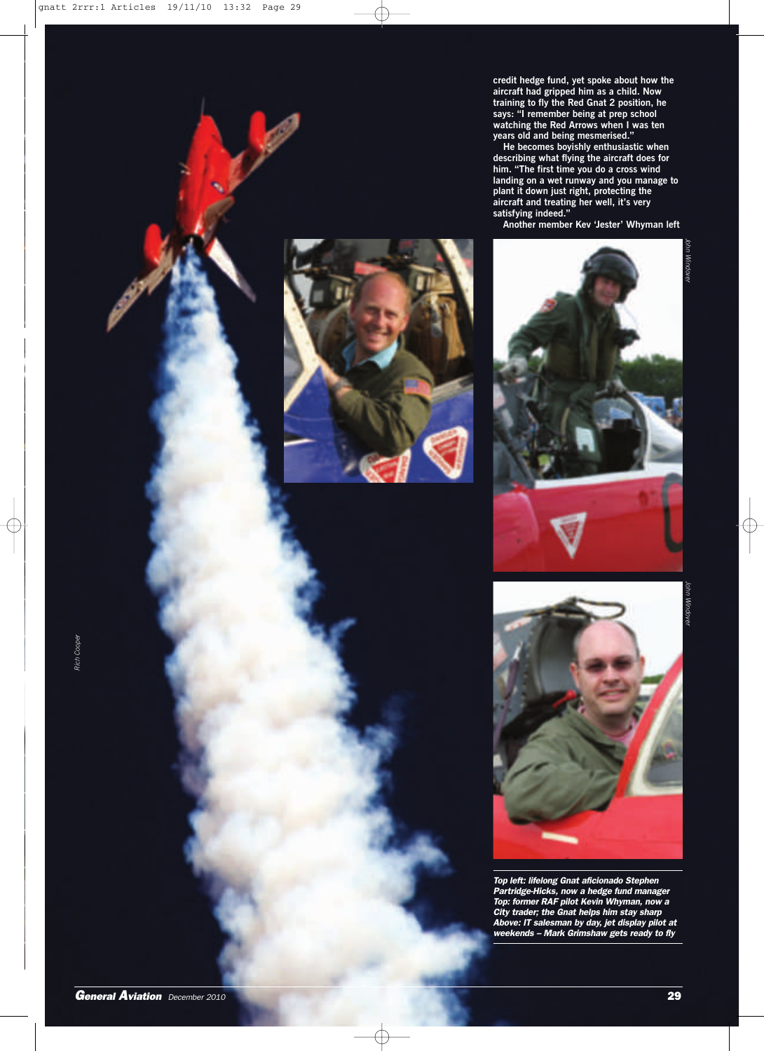credit hedge fund, yet spoke about how the aircraft had gripped him as a child. Now training to fly the Red Gnat 2 position, he says: "I remember being at prep school watching the Red Arrows when I was ten years old and being mesmerised."

He becomes boyishly enthusiastic when describing what flying the aircraft does for him. "The first time you do a cross wind landing on a wet runway and you manage to plant it down just right, protecting the aircraft and treating her well, it's very satisfying indeed."

Another member Kev 'Jester' Whyman left

*Top left: lifelong Gnat aficionado Stephen Partridge-Hicks, now a hedge fund manager*
*Top: former RAF pilot Kevin Whyman, now a City trader; the Gnat helps him stay sharp*
*Above: IT salesman by day, jet display pilot at weekends – Mark Grimshaw gets ready to fly*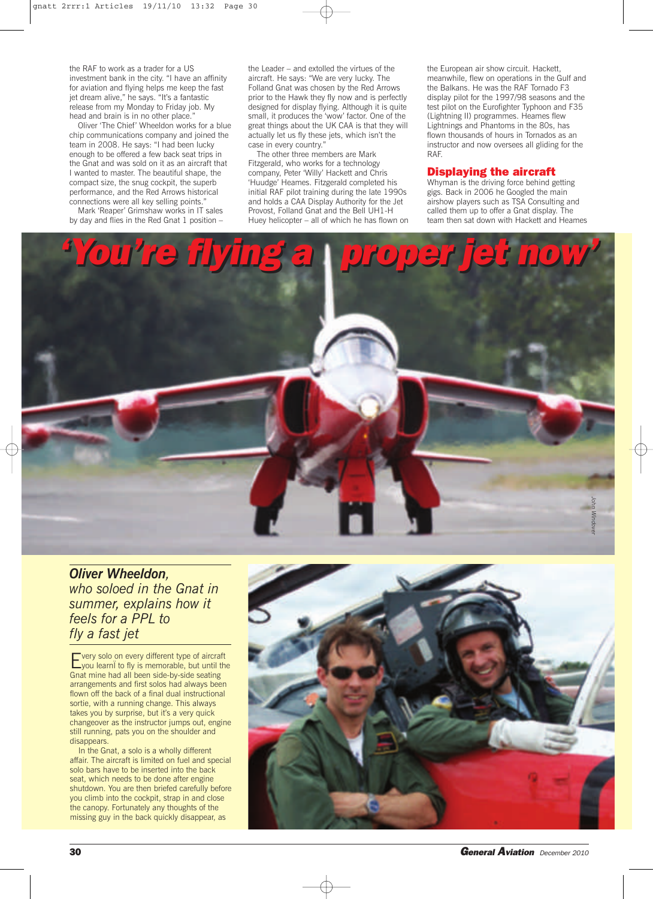the RAF to work as a trader for a US investment bank in the city. "I have an affinity for aviation and flying helps me keep the fast jet dream alive," he says. "It's a fantastic release from my Monday to Friday job. My head and brain is in no other place."

Oliver 'The Chief' Wheeldon works for a blue chip communications company and joined the team in 2008. He says: "I had been lucky enough to be offered a few back seat trips in the Gnat and was sold on it as an aircraft that I wanted to master. The beautiful shape, the compact size, the snug cockpit, the superb performance, and the Red Arrows historical connections were all key selling points."

Mark 'Reaper' Grimshaw works in IT sales by day and flies in the Red Gnat 1 position – the Leader – and extolled the virtues of the aircraft. He says: "We are very lucky. The Folland Gnat was chosen by the Red Arrows prior to the Hawk they fly now and is perfectly designed for display flying. Although it is quite small, it produces the 'wow' factor. One of the great things about the UK CAA is that they will actually let us fly these jets, which isn't the case in every country."

The other three members are Mark Fitzgerald, who works for a technology company, Peter 'Willy' Hackett and Chris 'Huudge' Heames. Fitzgerald completed his initial RAF pilot training during the late 1990s and holds a CAA Display Authority for the Jet Provost, Folland Gnat and the Bell UH1-H Huey helicopter – all of which he has flown on the European air show circuit. Hackett, meanwhile, flew on operations in the Gulf and the Balkans. He was the RAF Tornado F3 display pilot for the 1997/98 seasons and the test pilot on the Eurofighter Typhoon and F35 (Lightning II) programmes. Heames flew Lightnings and Phantoms in the 80s, has flown thousands of hours in Tornados as an instructor and now oversees all gliding for the RAF.

## Displaying the aircraft

Whyman is the driving force behind getting gigs. Back in 2006 he Googled the main airshow players such as TSA Consulting and called them up to offer a Gnat display. The team then sat down with Hackett and Heames

# 'You're flying a proper jet now'

John Windover

***Oliver Wheeldon**, who soloed in the Gnat in summer, explains how it feels for a PPL to fly a fast jet*

Every solo on every different type of aircraft you learnt to fly is memorable, but until the Gnat mine had all been side-by-side seating arrangements and first solos had always been flown off the back of a final dual instructional sortie, with a running change. This always takes you by surprise, but it's a very quick changeover as the instructor jumps out, engine still running, pats you on the shoulder and disappears.

In the Gnat, a solo is a wholly different affair. The aircraft is limited on fuel and special solo bars have to be inserted into the back seat, which needs to be done after engine shutdown. You are then briefed carefully before you climb into the cockpit, strap in and close the canopy. Fortunately any thoughts of the missing guy in the back quickly disappear, as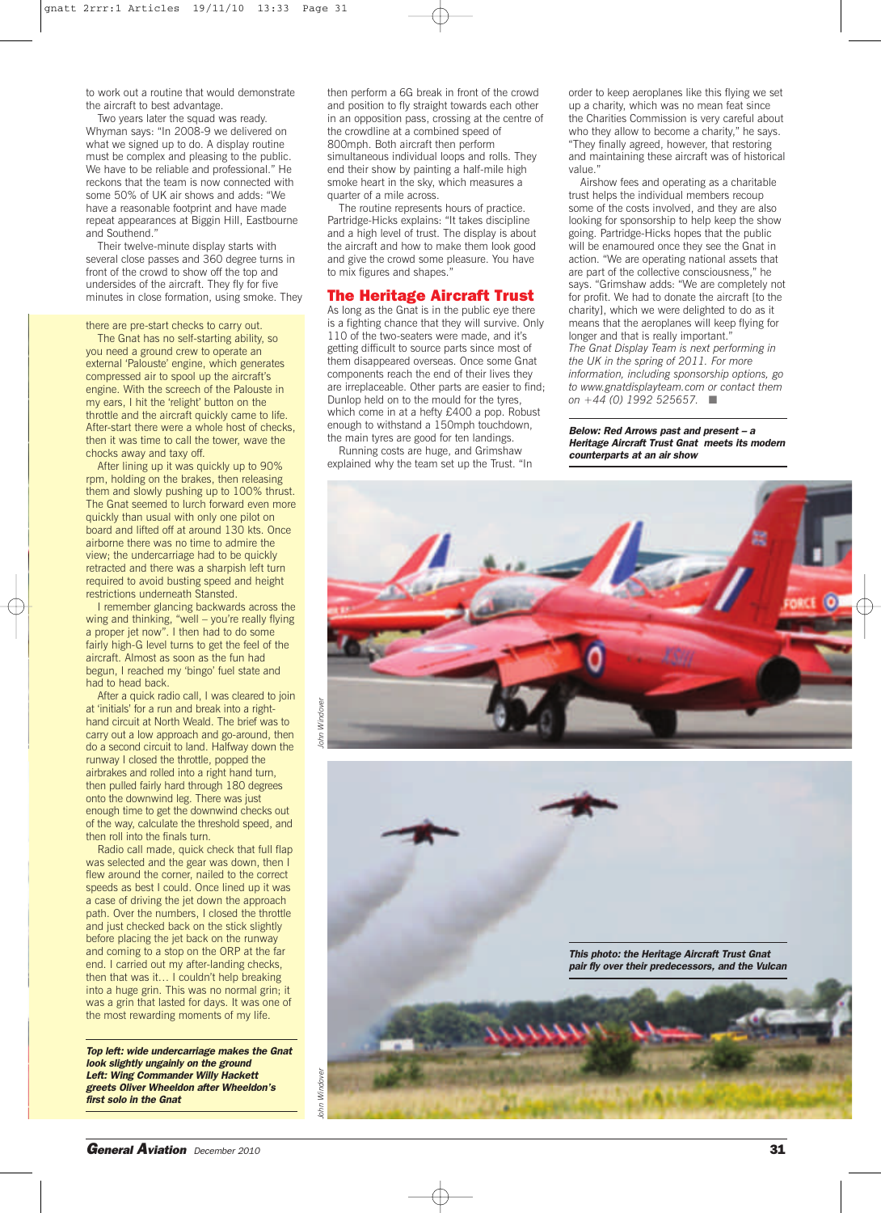to work out a routine that would demonstrate the aircraft to best advantage.

Two years later the squad was ready. Whyman says: "In 2008-9 we delivered on what we signed up to do. A display routine must be complex and pleasing to the public. We have to be reliable and professional." He reckons that the team is now connected with some 50% of UK air shows and adds: "We have a reasonable footprint and have made repeat appearances at Biggin Hill, Eastbourne and Southend."

Their twelve-minute display starts with several close passes and 360 degree turns in front of the crowd to show off the top and undersides of the aircraft. They fly for five minutes in close formation, using smoke. They then perform a 6G break in front of the crowd and position to fly straight towards each other in an opposition pass, crossing at the centre of the crowdline at a combined speed of 800mph. Both aircraft then perform simultaneous individual loops and rolls. They end their show by painting a half-mile high smoke heart in the sky, which measures a quarter of a mile across.

The routine represents hours of practice. Partridge-Hicks explains: "It takes discipline and a high level of trust. The display is about the aircraft and how to make them look good and give the crowd some pleasure. You have to mix figures and shapes."

## The Heritage Aircraft Trust

As long as the Gnat is in the public eye there is a fighting chance that they will survive. Only 110 of the two-seaters were made, and it's getting difficult to source parts since most of them disappeared overseas. Once some Gnat components reach the end of their lives they are irreplaceable. Other parts are easier to find; Dunlop held on to the mould for the tyres, which come in at a hefty £400 a pop. Robust enough to withstand a 150mph touchdown, the main tyres are good for ten landings.

Running costs are huge, and Grimshaw explained why the team set up the Trust. "In order to keep aeroplanes like this flying we set up a charity, which was no mean feat since the Charities Commission is very careful about who they allow to become a charity," he says. "They finally agreed, however, that restoring and maintaining these aircraft was of historical value."

Airshow fees and operating as a charitable trust helps the individual members recoup some of the costs involved, and they are also looking for sponsorship to help keep the show going. Partridge-Hicks hopes that the public will be enamoured once they see the Gnat in action. "We are operating national assets that are part of the collective consciousness," he says. "Grimshaw adds: "We are completely not for profit. We had to donate the aircraft [to the charity], which we were delighted to do as it means that the aeroplanes will keep flying for longer and that is really important."

*The Gnat Display Team is next performing in the UK in the spring of 2011. For more information, including sponsorship options, go to www.gnatdisplayteam.com or contact them on +44 (0) 1992 525657.* ■

**Below: Red Arrows past and present – a Heritage Aircraft Trust Gnat meets its modern counterparts at an air show**

**This photo: the Heritage Aircraft Trust Gnat pair fly over their predecessors, and the Vulcan**

---

there are pre-start checks to carry out.

The Gnat has no self-starting ability, so you need a ground crew to operate an external 'Palouste' engine, which generates compressed air to spool up the aircraft's engine. With the screech of the Palouste in my ears, I hit the 'relight' button on the throttle and the aircraft quickly came to life. After-start there were a whole host of checks, then it was time to call the tower, wave the chocks away and taxy off.

After lining up it was quickly up to 90% rpm, holding on the brakes, then releasing them and slowly pushing up to 100% thrust. The Gnat seemed to lurch forward even more quickly than usual with only one pilot on board and lifted off at around 130 kts. Once airborne there was no time to admire the view; the undercarriage had to be quickly retracted and there was a sharpish left turn required to avoid busting speed and height restrictions underneath Stansted.

I remember glancing backwards across the wing and thinking, "well – you're really flying a proper jet now". I then had to do some fairly high-G level turns to get the feel of the aircraft. Almost as soon as the fun had begun, I reached my 'bingo' fuel state and had to head back.

After a quick radio call, I was cleared to join at 'initials' for a run and break into a right-hand circuit at North Weald. The brief was to carry out a low approach and go-around, then do a second circuit to land. Halfway down the runway I closed the throttle, popped the airbrakes and rolled into a right hand turn, then pulled fairly hard through 180 degrees onto the downwind leg. There was just enough time to get the downwind checks out of the way, calculate the threshold speed, and then roll into the finals turn.

Radio call made, quick check that full flap was selected and the gear was down, then I flew around the corner, nailed to the correct speeds as best I could. Once lined up it was a case of driving the jet down the approach path. Over the numbers, I closed the throttle and just checked back on the stick slightly before placing the jet back on the runway and coming to a stop on the ORP at the far end. I carried out my after-landing checks, then that was it… I couldn't help breaking into a huge grin. This was no normal grin; it was a grin that lasted for days. It was one of the most rewarding moments of my life.

**Top left: wide undercarriage makes the Gnat look slightly ungainly on the ground**
**Left: Wing Commander Willy Hackett greets Oliver Wheeldon after Wheeldon's first solo in the Gnat**